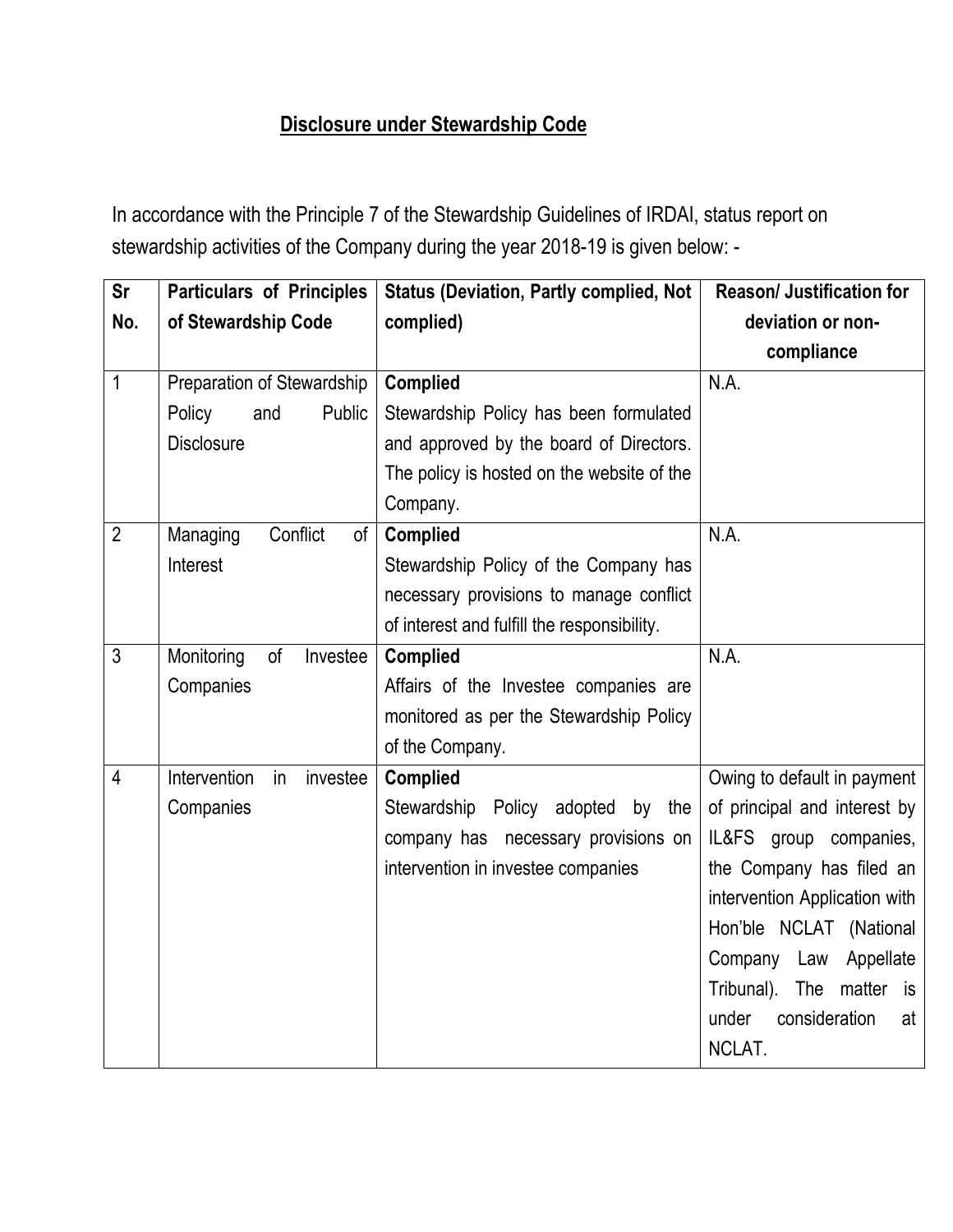# Disclosure under Stewardship Code

In accordance with the Principle 7 of the Stewardship Guidelines of IRDAI, status report on stewardship activities of the Company during the year 2018-19 is given below: -

| Sr No. | Particulars of Principles of Stewardship Code | Status (Deviation, Partly complied, Not complied) | Reason/ Justification for deviation or non-compliance |
|---|---|---|---|
| 1 | Preparation of Stewardship Policy and Public Disclosure | **Complied** Stewardship Policy has been formulated and approved by the board of Directors. The policy is hosted on the website of the Company. | N.A. |
| 2 | Managing Conflict of Interest | **Complied** Stewardship Policy of the Company has necessary provisions to manage conflict of interest and fulfill the responsibility. | N.A. |
| 3 | Monitoring of Investee Companies | **Complied** Affairs of the Investee companies are monitored as per the Stewardship Policy of the Company. | N.A. |
| 4 | Intervention in investee Companies | **Complied** Stewardship Policy adopted by the company has necessary provisions on intervention in investee companies | Owing to default in payment of principal and interest by IL&FS group companies, the Company has filed an intervention Application with Hon'ble NCLAT (National Company Law Appellate Tribunal). The matter is under consideration at NCLAT. |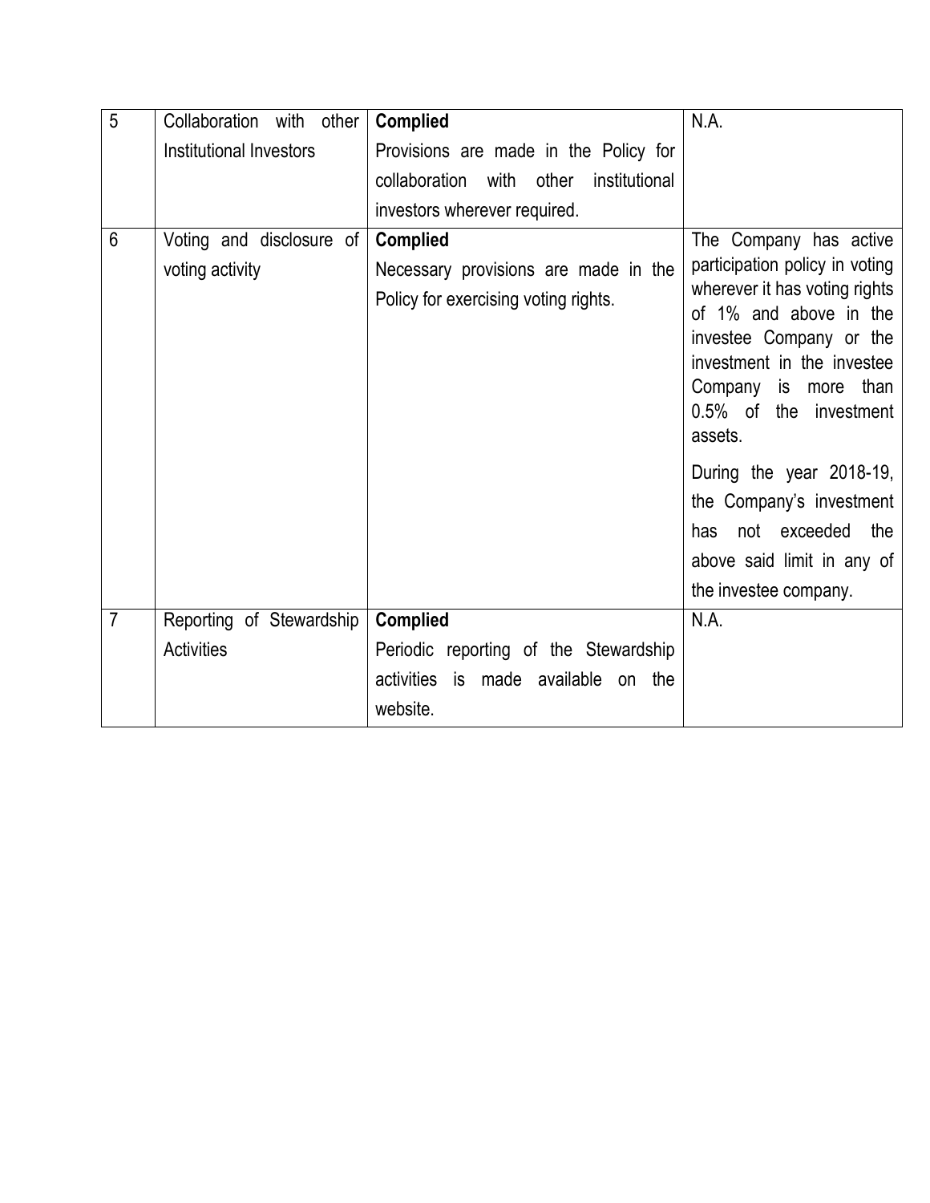| | | | |
|---|---|---|---|
| 5 | Collaboration with other Institutional Investors | **Complied**<br>Provisions are made in the Policy for collaboration with other institutional investors wherever required. | N.A. |
| 6 | Voting and disclosure of voting activity | **Complied**<br>Necessary provisions are made in the Policy for exercising voting rights. | The Company has active participation policy in voting wherever it has voting rights of 1% and above in the investee Company or the investment in the investee Company is more than 0.5% of the investment assets.<br><br>During the year 2018-19, the Company's investment has not exceeded the above said limit in any of the investee company. |
| 7 | Reporting of Stewardship Activities | **Complied**<br>Periodic reporting of the Stewardship activities is made available on the website. | N.A. |